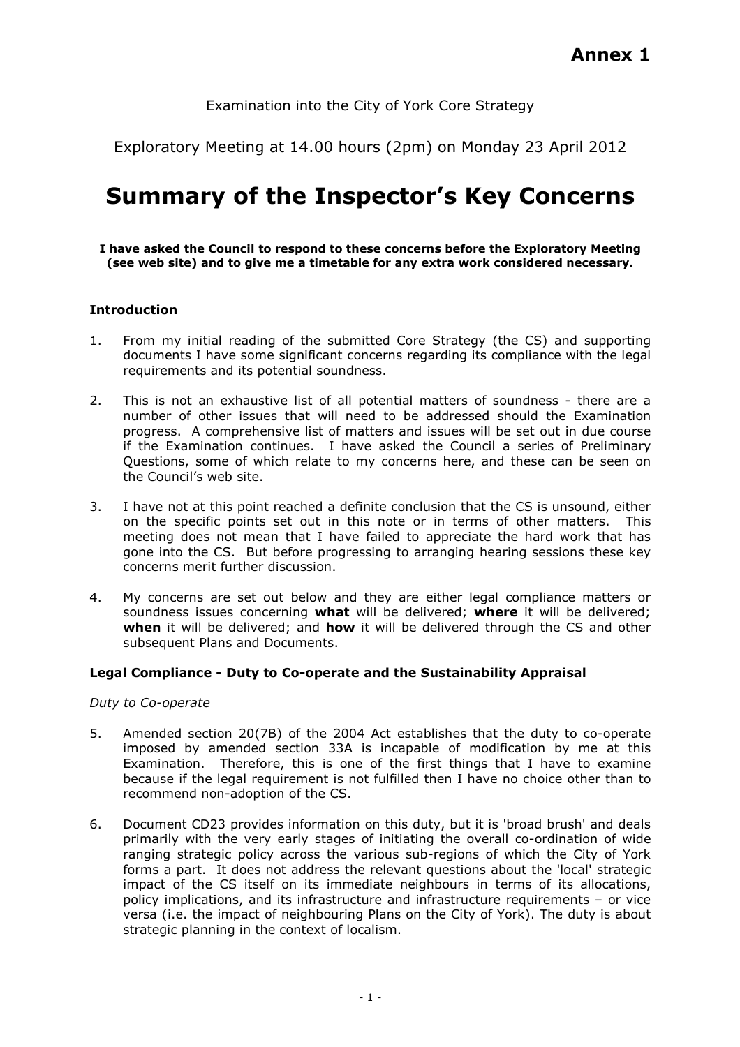**Annex 1**

Examination into the City of York Core Strategy

Exploratory Meeting at 14.00 hours (2pm) on Monday 23 April 2012

# Summary of the Inspector's Key Concerns

**I have asked the Council to respond to these concerns before the Exploratory Meeting (see web site) and to give me a timetable for any extra work considered necessary.**

### Introduction

1. From my initial reading of the submitted Core Strategy (the CS) and supporting documents I have some significant concerns regarding its compliance with the legal requirements and its potential soundness.

2. This is not an exhaustive list of all potential matters of soundness - there are a number of other issues that will need to be addressed should the Examination progress. A comprehensive list of matters and issues will be set out in due course if the Examination continues. I have asked the Council a series of Preliminary Questions, some of which relate to my concerns here, and these can be seen on the Council's web site.

3. I have not at this point reached a definite conclusion that the CS is unsound, either on the specific points set out in this note or in terms of other matters. This meeting does not mean that I have failed to appreciate the hard work that has gone into the CS. But before progressing to arranging hearing sessions these key concerns merit further discussion.

4. My concerns are set out below and they are either legal compliance matters or soundness issues concerning **what** will be delivered; **where** it will be delivered; **when** it will be delivered; and **how** it will be delivered through the CS and other subsequent Plans and Documents.

### Legal Compliance - Duty to Co-operate and the Sustainability Appraisal

*Duty to Co-operate*

5. Amended section 20(7B) of the 2004 Act establishes that the duty to co-operate imposed by amended section 33A is incapable of modification by me at this Examination. Therefore, this is one of the first things that I have to examine because if the legal requirement is not fulfilled then I have no choice other than to recommend non-adoption of the CS.

6. Document CD23 provides information on this duty, but it is 'broad brush' and deals primarily with the very early stages of initiating the overall co-ordination of wide ranging strategic policy across the various sub-regions of which the City of York forms a part. It does not address the relevant questions about the 'local' strategic impact of the CS itself on its immediate neighbours in terms of its allocations, policy implications, and its infrastructure and infrastructure requirements – or vice versa (i.e. the impact of neighbouring Plans on the City of York). The duty is about strategic planning in the context of localism.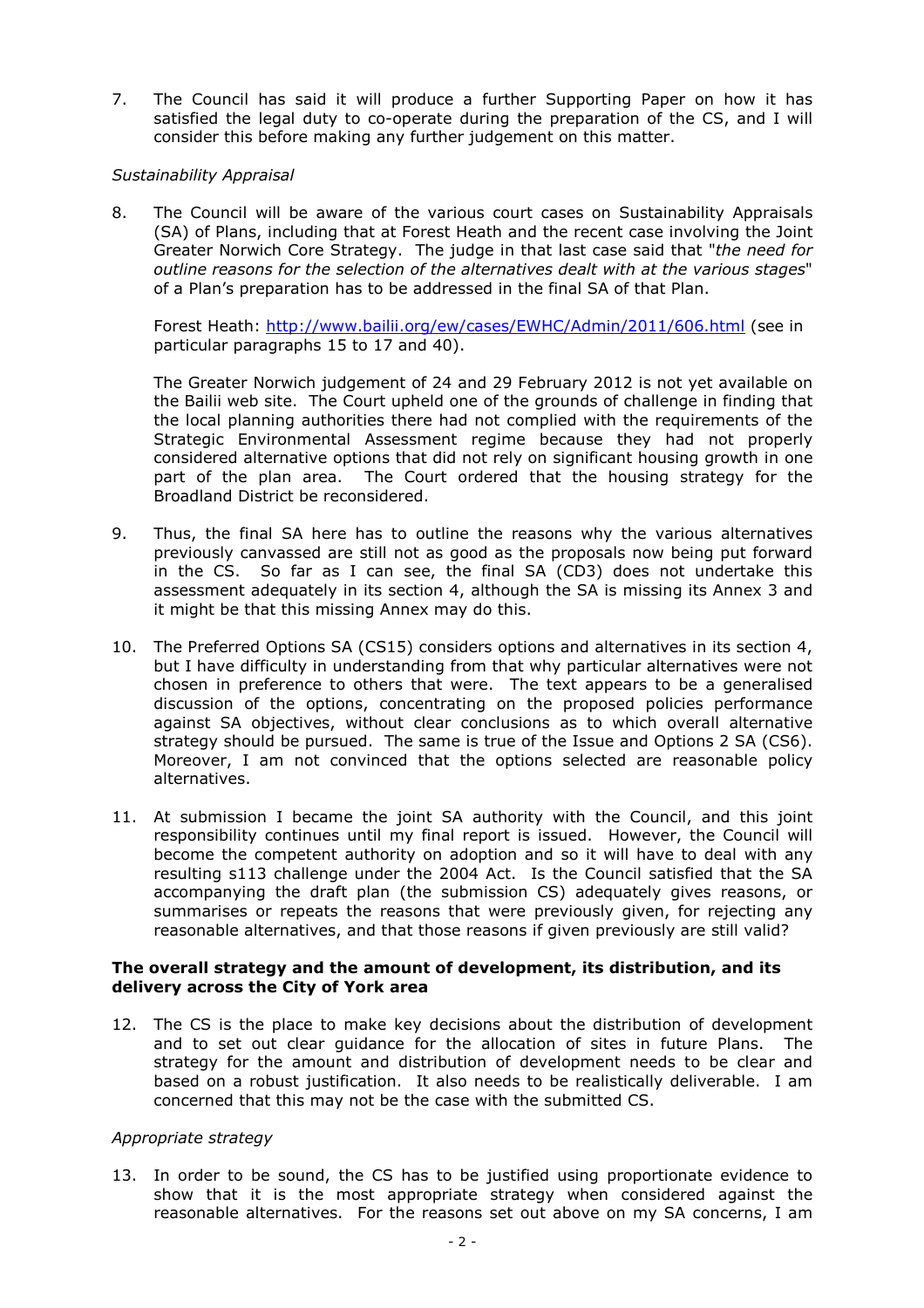7. The Council has said it will produce a further Supporting Paper on how it has satisfied the legal duty to co-operate during the preparation of the CS, and I will consider this before making any further judgement on this matter.

*Sustainability Appraisal*

8. The Council will be aware of the various court cases on Sustainability Appraisals (SA) of Plans, including that at Forest Heath and the recent case involving the Joint Greater Norwich Core Strategy. The judge in that last case said that "*the need for outline reasons for the selection of the alternatives dealt with at the various stages*" of a Plan's preparation has to be addressed in the final SA of that Plan.

   Forest Heath: http://www.bailii.org/ew/cases/EWHC/Admin/2011/606.html (see in particular paragraphs 15 to 17 and 40).

   The Greater Norwich judgement of 24 and 29 February 2012 is not yet available on the Bailii web site. The Court upheld one of the grounds of challenge in finding that the local planning authorities there had not complied with the requirements of the Strategic Environmental Assessment regime because they had not properly considered alternative options that did not rely on significant housing growth in one part of the plan area. The Court ordered that the housing strategy for the Broadland District be reconsidered.

9. Thus, the final SA here has to outline the reasons why the various alternatives previously canvassed are still not as good as the proposals now being put forward in the CS. So far as I can see, the final SA (CD3) does not undertake this assessment adequately in its section 4, although the SA is missing its Annex 3 and it might be that this missing Annex may do this.

10. The Preferred Options SA (CS15) considers options and alternatives in its section 4, but I have difficulty in understanding from that why particular alternatives were not chosen in preference to others that were. The text appears to be a generalised discussion of the options, concentrating on the proposed policies performance against SA objectives, without clear conclusions as to which overall alternative strategy should be pursued. The same is true of the Issue and Options 2 SA (CS6). Moreover, I am not convinced that the options selected are reasonable policy alternatives.

11. At submission I became the joint SA authority with the Council, and this joint responsibility continues until my final report is issued. However, the Council will become the competent authority on adoption and so it will have to deal with any resulting s113 challenge under the 2004 Act. Is the Council satisfied that the SA accompanying the draft plan (the submission CS) adequately gives reasons, or summarises or repeats the reasons that were previously given, for rejecting any reasonable alternatives, and that those reasons if given previously are still valid?

**The overall strategy and the amount of development, its distribution, and its delivery across the City of York area**

12. The CS is the place to make key decisions about the distribution of development and to set out clear guidance for the allocation of sites in future Plans. The strategy for the amount and distribution of development needs to be clear and based on a robust justification. It also needs to be realistically deliverable. I am concerned that this may not be the case with the submitted CS.

*Appropriate strategy*

13. In order to be sound, the CS has to be justified using proportionate evidence to show that it is the most appropriate strategy when considered against the reasonable alternatives. For the reasons set out above on my SA concerns, I am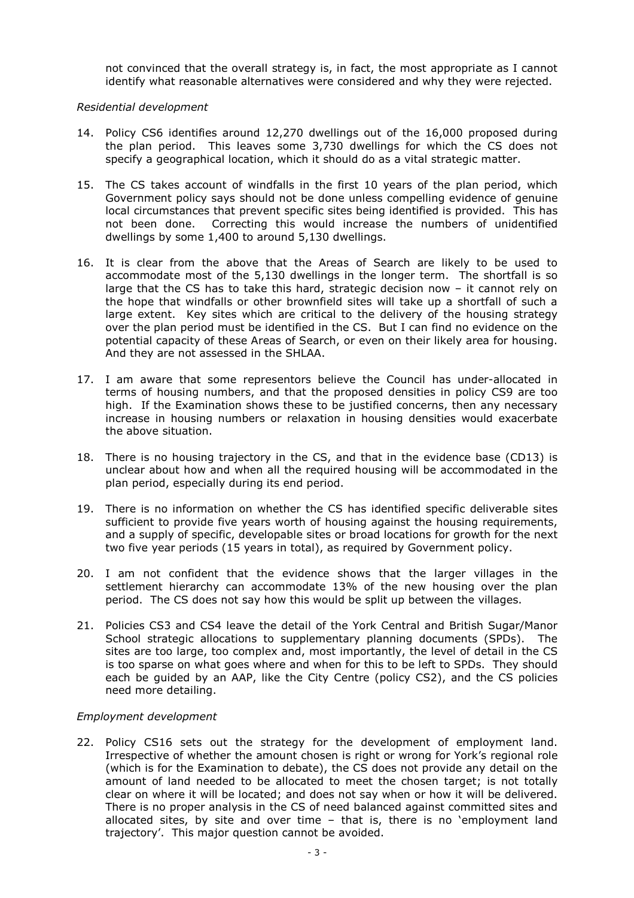not convinced that the overall strategy is, in fact, the most appropriate as I cannot identify what reasonable alternatives were considered and why they were rejected.

*Residential development*

14. Policy CS6 identifies around 12,270 dwellings out of the 16,000 proposed during the plan period. This leaves some 3,730 dwellings for which the CS does not specify a geographical location, which it should do as a vital strategic matter.

15. The CS takes account of windfalls in the first 10 years of the plan period, which Government policy says should not be done unless compelling evidence of genuine local circumstances that prevent specific sites being identified is provided. This has not been done. Correcting this would increase the numbers of unidentified dwellings by some 1,400 to around 5,130 dwellings.

16. It is clear from the above that the Areas of Search are likely to be used to accommodate most of the 5,130 dwellings in the longer term. The shortfall is so large that the CS has to take this hard, strategic decision now – it cannot rely on the hope that windfalls or other brownfield sites will take up a shortfall of such a large extent. Key sites which are critical to the delivery of the housing strategy over the plan period must be identified in the CS. But I can find no evidence on the potential capacity of these Areas of Search, or even on their likely area for housing. And they are not assessed in the SHLAA.

17. I am aware that some representors believe the Council has under-allocated in terms of housing numbers, and that the proposed densities in policy CS9 are too high. If the Examination shows these to be justified concerns, then any necessary increase in housing numbers or relaxation in housing densities would exacerbate the above situation.

18. There is no housing trajectory in the CS, and that in the evidence base (CD13) is unclear about how and when all the required housing will be accommodated in the plan period, especially during its end period.

19. There is no information on whether the CS has identified specific deliverable sites sufficient to provide five years worth of housing against the housing requirements, and a supply of specific, developable sites or broad locations for growth for the next two five year periods (15 years in total), as required by Government policy.

20. I am not confident that the evidence shows that the larger villages in the settlement hierarchy can accommodate 13% of the new housing over the plan period. The CS does not say how this would be split up between the villages.

21. Policies CS3 and CS4 leave the detail of the York Central and British Sugar/Manor School strategic allocations to supplementary planning documents (SPDs). The sites are too large, too complex and, most importantly, the level of detail in the CS is too sparse on what goes where and when for this to be left to SPDs. They should each be guided by an AAP, like the City Centre (policy CS2), and the CS policies need more detailing.

*Employment development*

22. Policy CS16 sets out the strategy for the development of employment land. Irrespective of whether the amount chosen is right or wrong for York's regional role (which is for the Examination to debate), the CS does not provide any detail on the amount of land needed to be allocated to meet the chosen target; is not totally clear on where it will be located; and does not say when or how it will be delivered. There is no proper analysis in the CS of need balanced against committed sites and allocated sites, by site and over time – that is, there is no 'employment land trajectory'. This major question cannot be avoided.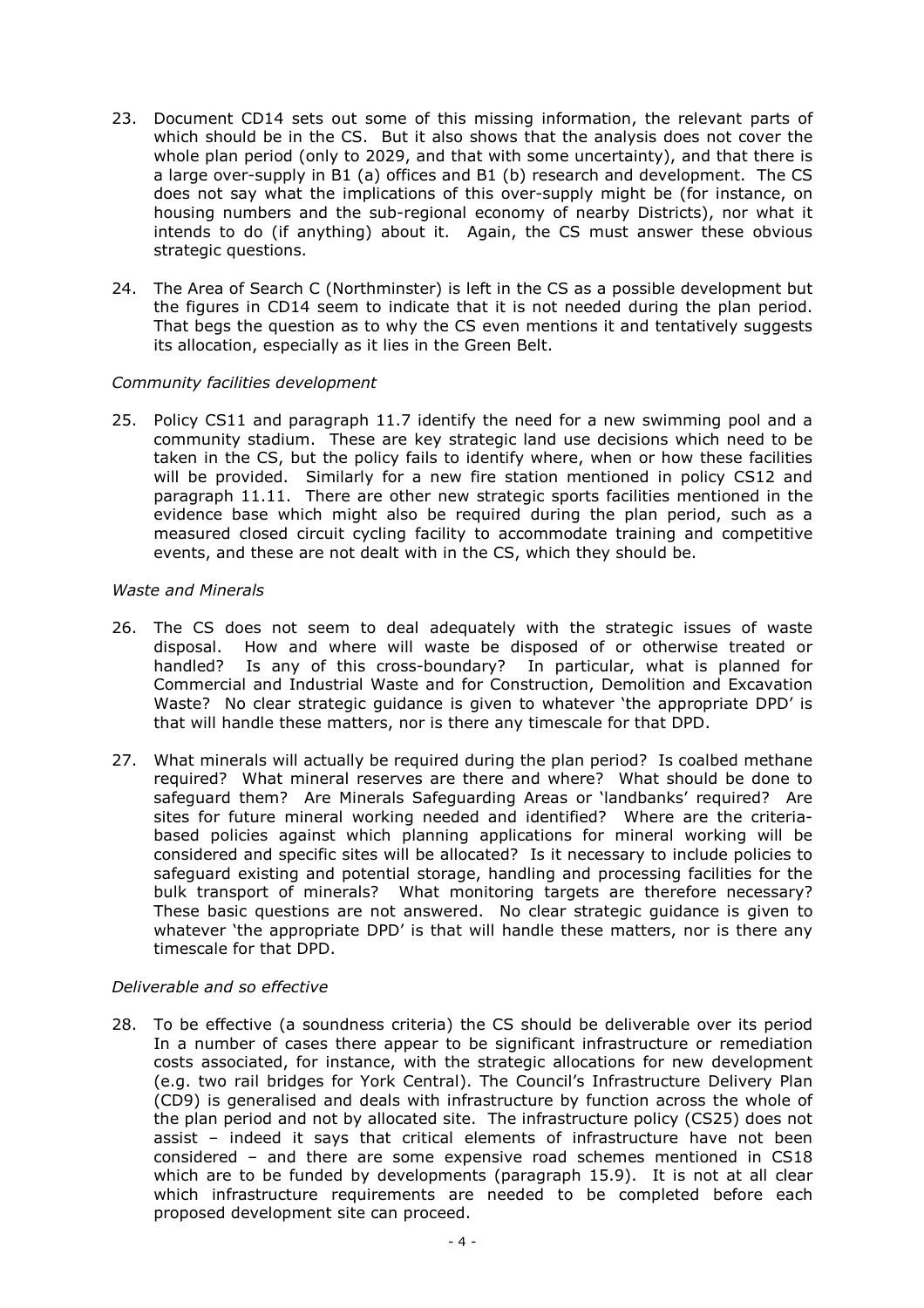23. Document CD14 sets out some of this missing information, the relevant parts of which should be in the CS. But it also shows that the analysis does not cover the whole plan period (only to 2029, and that with some uncertainty), and that there is a large over-supply in B1 (a) offices and B1 (b) research and development. The CS does not say what the implications of this over-supply might be (for instance, on housing numbers and the sub-regional economy of nearby Districts), nor what it intends to do (if anything) about it. Again, the CS must answer these obvious strategic questions.

24. The Area of Search C (Northminster) is left in the CS as a possible development but the figures in CD14 seem to indicate that it is not needed during the plan period. That begs the question as to why the CS even mentions it and tentatively suggests its allocation, especially as it lies in the Green Belt.

*Community facilities development*

25. Policy CS11 and paragraph 11.7 identify the need for a new swimming pool and a community stadium. These are key strategic land use decisions which need to be taken in the CS, but the policy fails to identify where, when or how these facilities will be provided. Similarly for a new fire station mentioned in policy CS12 and paragraph 11.11. There are other new strategic sports facilities mentioned in the evidence base which might also be required during the plan period, such as a measured closed circuit cycling facility to accommodate training and competitive events, and these are not dealt with in the CS, which they should be.

*Waste and Minerals*

26. The CS does not seem to deal adequately with the strategic issues of waste disposal. How and where will waste be disposed of or otherwise treated or handled? Is any of this cross-boundary? In particular, what is planned for Commercial and Industrial Waste and for Construction, Demolition and Excavation Waste? No clear strategic guidance is given to whatever 'the appropriate DPD' is that will handle these matters, nor is there any timescale for that DPD.

27. What minerals will actually be required during the plan period? Is coalbed methane required? What mineral reserves are there and where? What should be done to safeguard them? Are Minerals Safeguarding Areas or 'landbanks' required? Are sites for future mineral working needed and identified? Where are the criteria-based policies against which planning applications for mineral working will be considered and specific sites will be allocated? Is it necessary to include policies to safeguard existing and potential storage, handling and processing facilities for the bulk transport of minerals? What monitoring targets are therefore necessary? These basic questions are not answered. No clear strategic guidance is given to whatever 'the appropriate DPD' is that will handle these matters, nor is there any timescale for that DPD.

*Deliverable and so effective*

28. To be effective (a soundness criteria) the CS should be deliverable over its period In a number of cases there appear to be significant infrastructure or remediation costs associated, for instance, with the strategic allocations for new development (e.g. two rail bridges for York Central). The Council's Infrastructure Delivery Plan (CD9) is generalised and deals with infrastructure by function across the whole of the plan period and not by allocated site. The infrastructure policy (CS25) does not assist – indeed it says that critical elements of infrastructure have not been considered – and there are some expensive road schemes mentioned in CS18 which are to be funded by developments (paragraph 15.9). It is not at all clear which infrastructure requirements are needed to be completed before each proposed development site can proceed.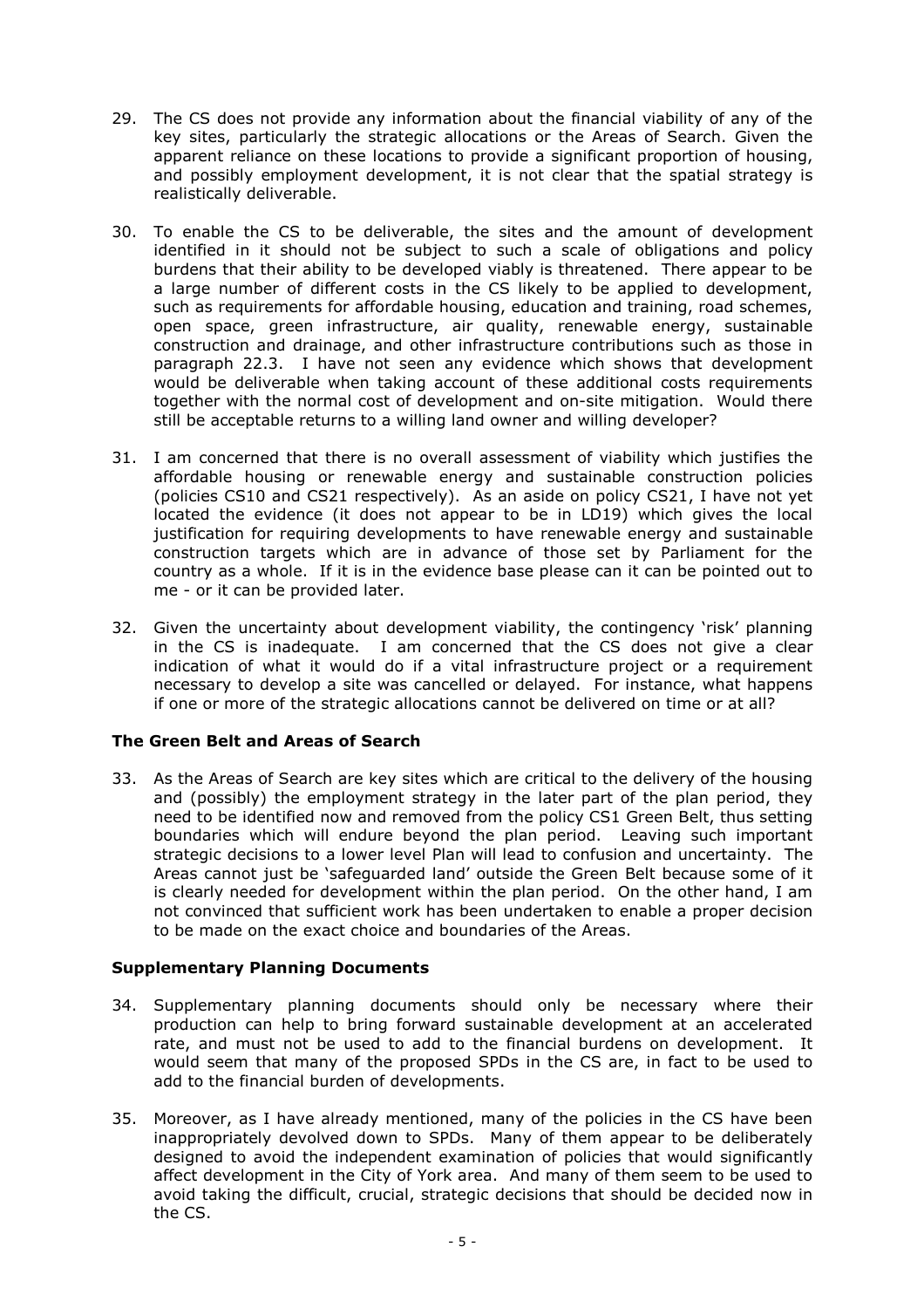29. The CS does not provide any information about the financial viability of any of the key sites, particularly the strategic allocations or the Areas of Search. Given the apparent reliance on these locations to provide a significant proportion of housing, and possibly employment development, it is not clear that the spatial strategy is realistically deliverable.

30. To enable the CS to be deliverable, the sites and the amount of development identified in it should not be subject to such a scale of obligations and policy burdens that their ability to be developed viably is threatened. There appear to be a large number of different costs in the CS likely to be applied to development, such as requirements for affordable housing, education and training, road schemes, open space, green infrastructure, air quality, renewable energy, sustainable construction and drainage, and other infrastructure contributions such as those in paragraph 22.3. I have not seen any evidence which shows that development would be deliverable when taking account of these additional costs requirements together with the normal cost of development and on-site mitigation. Would there still be acceptable returns to a willing land owner and willing developer?

31. I am concerned that there is no overall assessment of viability which justifies the affordable housing or renewable energy and sustainable construction policies (policies CS10 and CS21 respectively). As an aside on policy CS21, I have not yet located the evidence (it does not appear to be in LD19) which gives the local justification for requiring developments to have renewable energy and sustainable construction targets which are in advance of those set by Parliament for the country as a whole. If it is in the evidence base please can it can be pointed out to me - or it can be provided later.

32. Given the uncertainty about development viability, the contingency 'risk' planning in the CS is inadequate. I am concerned that the CS does not give a clear indication of what it would do if a vital infrastructure project or a requirement necessary to develop a site was cancelled or delayed. For instance, what happens if one or more of the strategic allocations cannot be delivered on time or at all?

### The Green Belt and Areas of Search

33. As the Areas of Search are key sites which are critical to the delivery of the housing and (possibly) the employment strategy in the later part of the plan period, they need to be identified now and removed from the policy CS1 Green Belt, thus setting boundaries which will endure beyond the plan period. Leaving such important strategic decisions to a lower level Plan will lead to confusion and uncertainty. The Areas cannot just be 'safeguarded land' outside the Green Belt because some of it is clearly needed for development within the plan period. On the other hand, I am not convinced that sufficient work has been undertaken to enable a proper decision to be made on the exact choice and boundaries of the Areas.

### Supplementary Planning Documents

34. Supplementary planning documents should only be necessary where their production can help to bring forward sustainable development at an accelerated rate, and must not be used to add to the financial burdens on development. It would seem that many of the proposed SPDs in the CS are, in fact to be used to add to the financial burden of developments.

35. Moreover, as I have already mentioned, many of the policies in the CS have been inappropriately devolved down to SPDs. Many of them appear to be deliberately designed to avoid the independent examination of policies that would significantly affect development in the City of York area. And many of them seem to be used to avoid taking the difficult, crucial, strategic decisions that should be decided now in the CS.